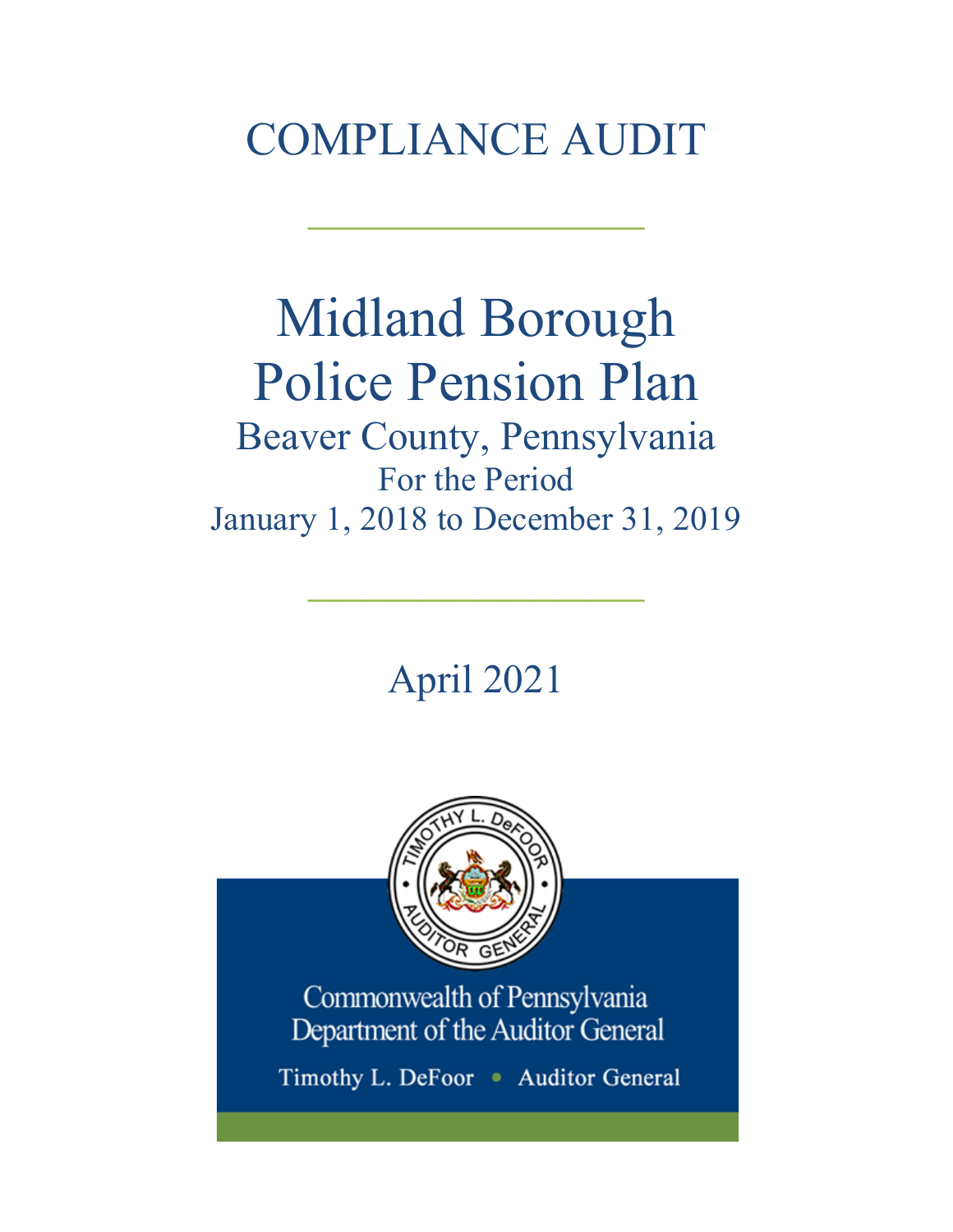# COMPLIANCE AUDIT

---

# Midland Borough Police Pension Plan

## Beaver County, Pennsylvania

For the Period

January 1, 2018 to December 31, 2019

---

April 2021

Commonwealth of Pennsylvania
Department of the Auditor General

Timothy L. DeFoor • Auditor General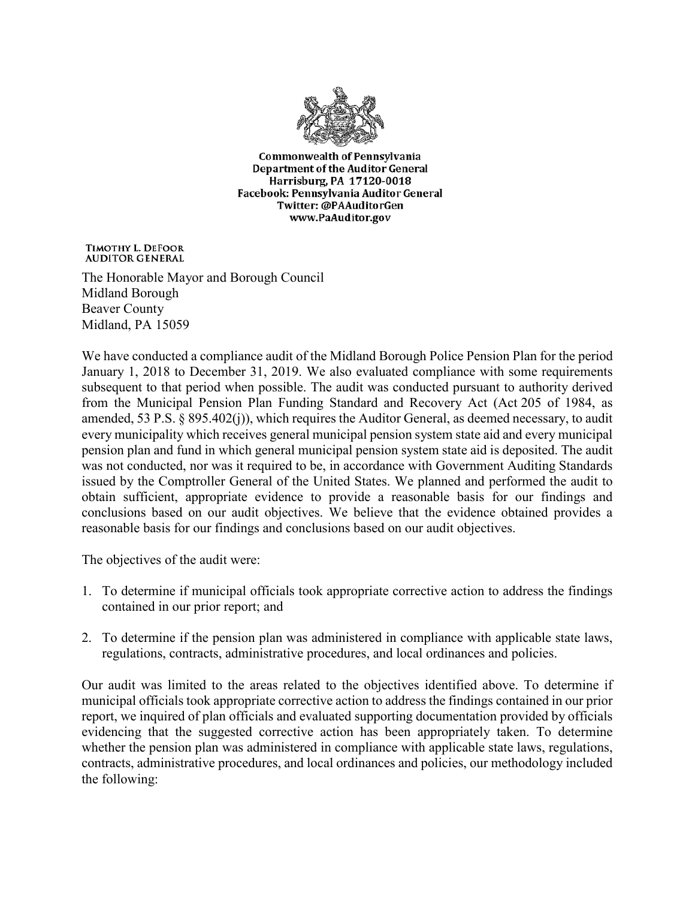**Commonwealth of Pennsylvania**
**Department of the Auditor General**
**Harrisburg, PA 17120-0018**
**Facebook: Pennsylvania Auditor General**
**Twitter: @PAAuditorGen**
**www.PaAuditor.gov**

**TIMOTHY L. DEFOOR**
**AUDITOR GENERAL**

The Honorable Mayor and Borough Council
Midland Borough
Beaver County
Midland, PA 15059

We have conducted a compliance audit of the Midland Borough Police Pension Plan for the period January 1, 2018 to December 31, 2019. We also evaluated compliance with some requirements subsequent to that period when possible. The audit was conducted pursuant to authority derived from the Municipal Pension Plan Funding Standard and Recovery Act (Act 205 of 1984, as amended, 53 P.S. § 895.402(j)), which requires the Auditor General, as deemed necessary, to audit every municipality which receives general municipal pension system state aid and every municipal pension plan and fund in which general municipal pension system state aid is deposited. The audit was not conducted, nor was it required to be, in accordance with Government Auditing Standards issued by the Comptroller General of the United States. We planned and performed the audit to obtain sufficient, appropriate evidence to provide a reasonable basis for our findings and conclusions based on our audit objectives. We believe that the evidence obtained provides a reasonable basis for our findings and conclusions based on our audit objectives.

The objectives of the audit were:

1. To determine if municipal officials took appropriate corrective action to address the findings contained in our prior report; and

2. To determine if the pension plan was administered in compliance with applicable state laws, regulations, contracts, administrative procedures, and local ordinances and policies.

Our audit was limited to the areas related to the objectives identified above. To determine if municipal officials took appropriate corrective action to address the findings contained in our prior report, we inquired of plan officials and evaluated supporting documentation provided by officials evidencing that the suggested corrective action has been appropriately taken. To determine whether the pension plan was administered in compliance with applicable state laws, regulations, contracts, administrative procedures, and local ordinances and policies, our methodology included the following: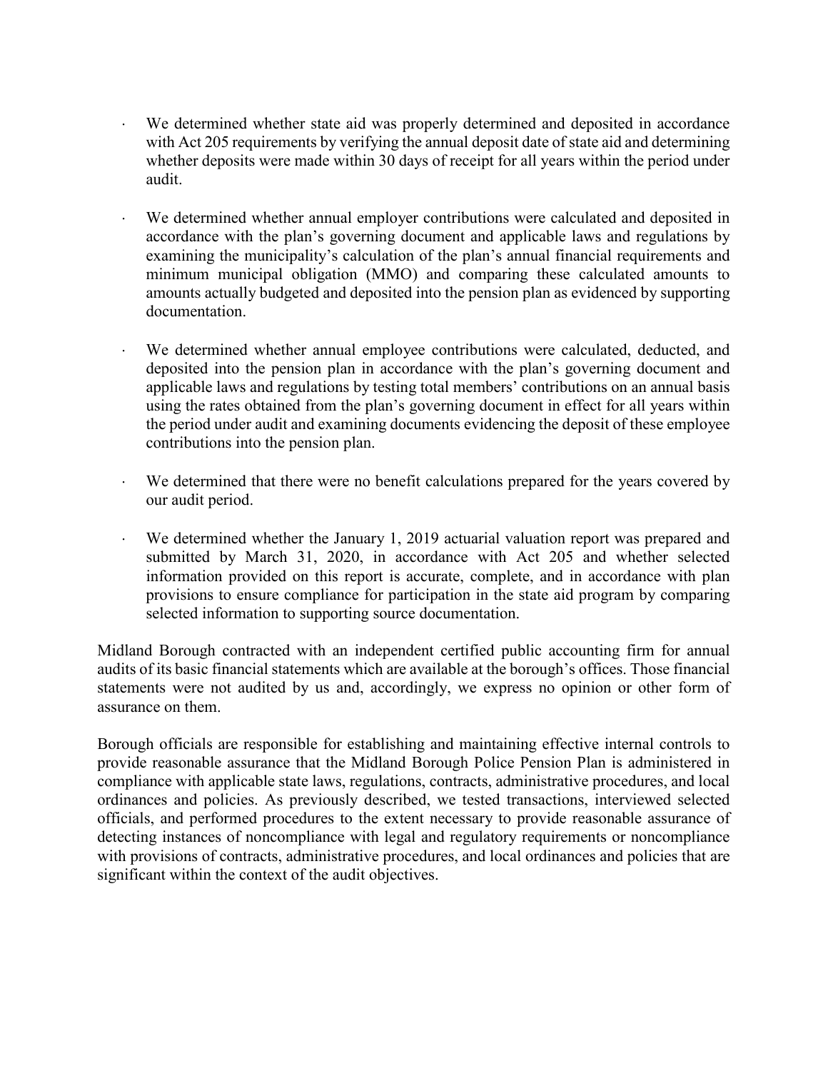- We determined whether state aid was properly determined and deposited in accordance with Act 205 requirements by verifying the annual deposit date of state aid and determining whether deposits were made within 30 days of receipt for all years within the period under audit.

- We determined whether annual employer contributions were calculated and deposited in accordance with the plan's governing document and applicable laws and regulations by examining the municipality's calculation of the plan's annual financial requirements and minimum municipal obligation (MMO) and comparing these calculated amounts to amounts actually budgeted and deposited into the pension plan as evidenced by supporting documentation.

- We determined whether annual employee contributions were calculated, deducted, and deposited into the pension plan in accordance with the plan's governing document and applicable laws and regulations by testing total members' contributions on an annual basis using the rates obtained from the plan's governing document in effect for all years within the period under audit and examining documents evidencing the deposit of these employee contributions into the pension plan.

- We determined that there were no benefit calculations prepared for the years covered by our audit period.

- We determined whether the January 1, 2019 actuarial valuation report was prepared and submitted by March 31, 2020, in accordance with Act 205 and whether selected information provided on this report is accurate, complete, and in accordance with plan provisions to ensure compliance for participation in the state aid program by comparing selected information to supporting source documentation.

Midland Borough contracted with an independent certified public accounting firm for annual audits of its basic financial statements which are available at the borough's offices. Those financial statements were not audited by us and, accordingly, we express no opinion or other form of assurance on them.

Borough officials are responsible for establishing and maintaining effective internal controls to provide reasonable assurance that the Midland Borough Police Pension Plan is administered in compliance with applicable state laws, regulations, contracts, administrative procedures, and local ordinances and policies. As previously described, we tested transactions, interviewed selected officials, and performed procedures to the extent necessary to provide reasonable assurance of detecting instances of noncompliance with legal and regulatory requirements or noncompliance with provisions of contracts, administrative procedures, and local ordinances and policies that are significant within the context of the audit objectives.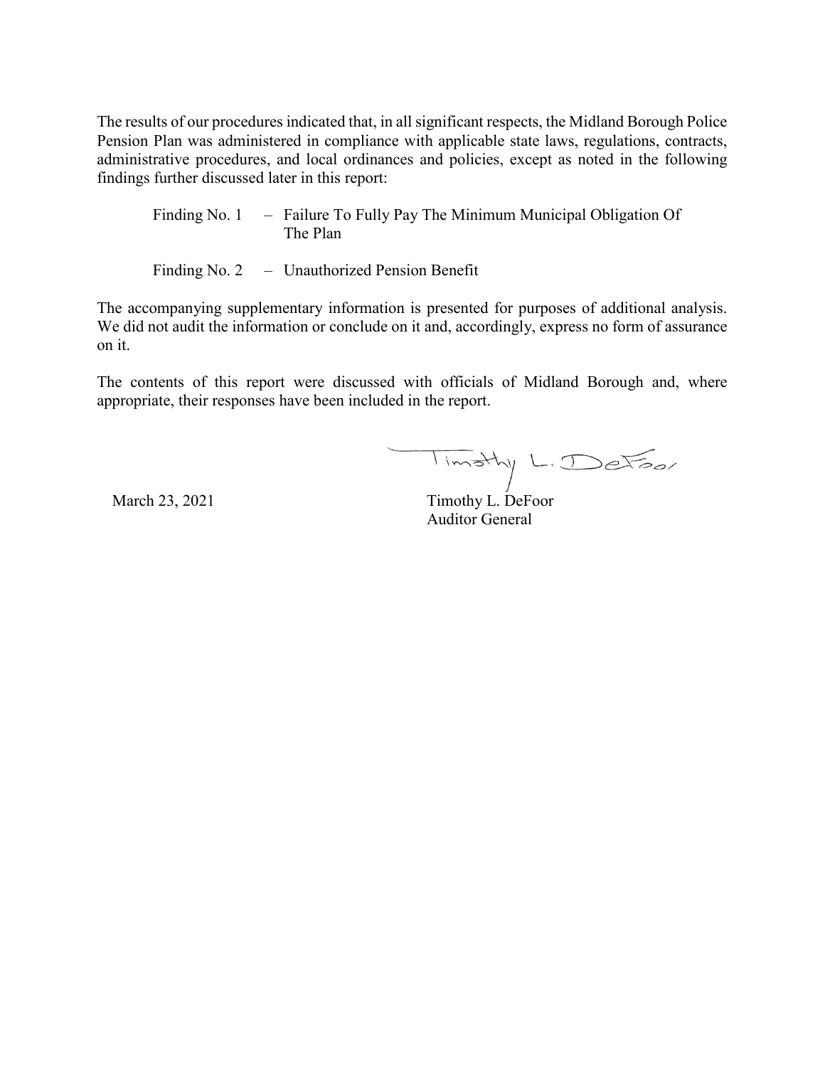The results of our procedures indicated that, in all significant respects, the Midland Borough Police Pension Plan was administered in compliance with applicable state laws, regulations, contracts, administrative procedures, and local ordinances and policies, except as noted in the following findings further discussed later in this report:

Finding No. 1 – Failure To Fully Pay The Minimum Municipal Obligation Of The Plan

Finding No. 2 – Unauthorized Pension Benefit

The accompanying supplementary information is presented for purposes of additional analysis. We did not audit the information or conclude on it and, accordingly, express no form of assurance on it.

The contents of this report were discussed with officials of Midland Borough and, where appropriate, their responses have been included in the report.

March 23, 2021

Timothy L. DeFoor
Auditor General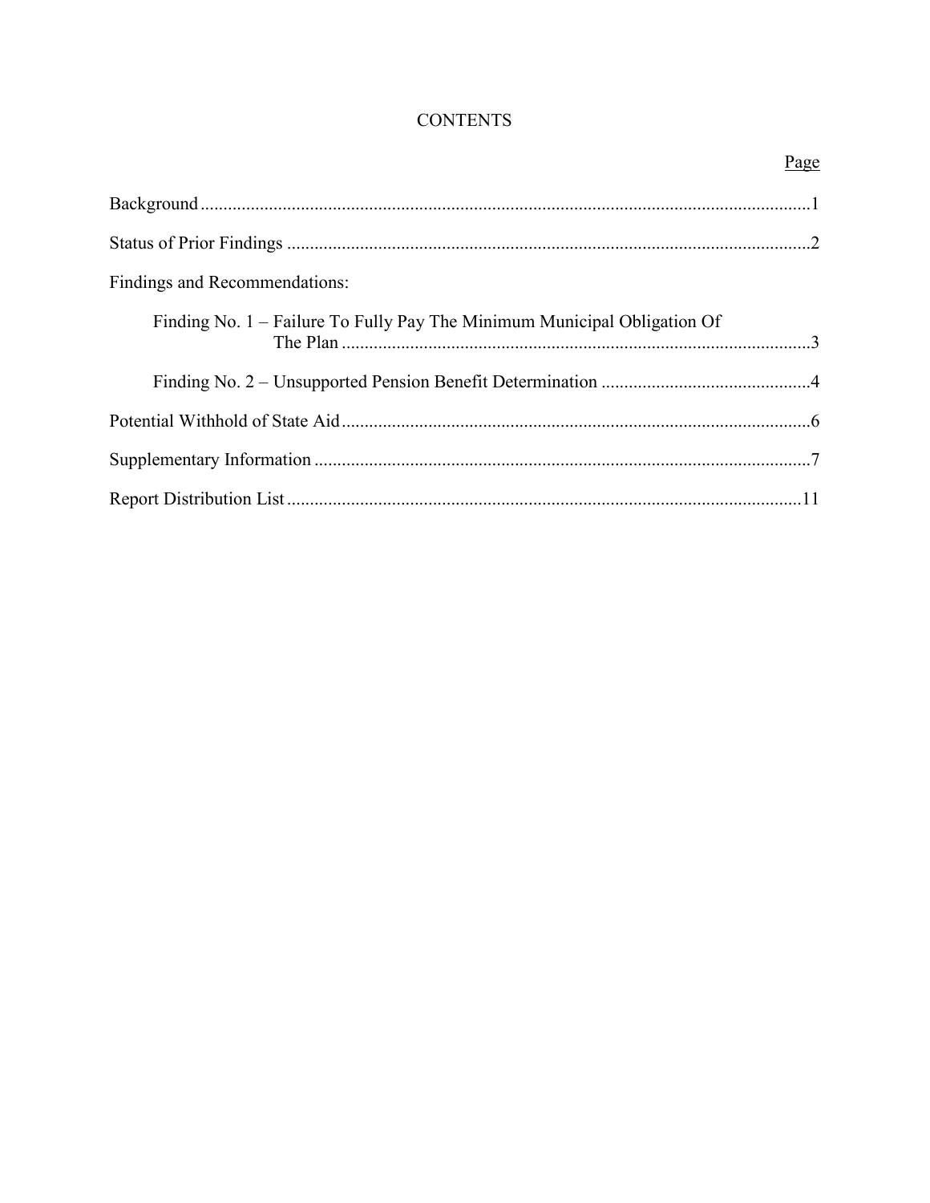# CONTENTS

| | Page |
|---|---|
| Background | 1 |
| Status of Prior Findings | 2 |
| Findings and Recommendations: | |
| Finding No. 1 – Failure To Fully Pay The Minimum Municipal Obligation Of The Plan | 3 |
| Finding No. 2 – Unsupported Pension Benefit Determination | 4 |
| Potential Withhold of State Aid | 6 |
| Supplementary Information | 7 |
| Report Distribution List | 11 |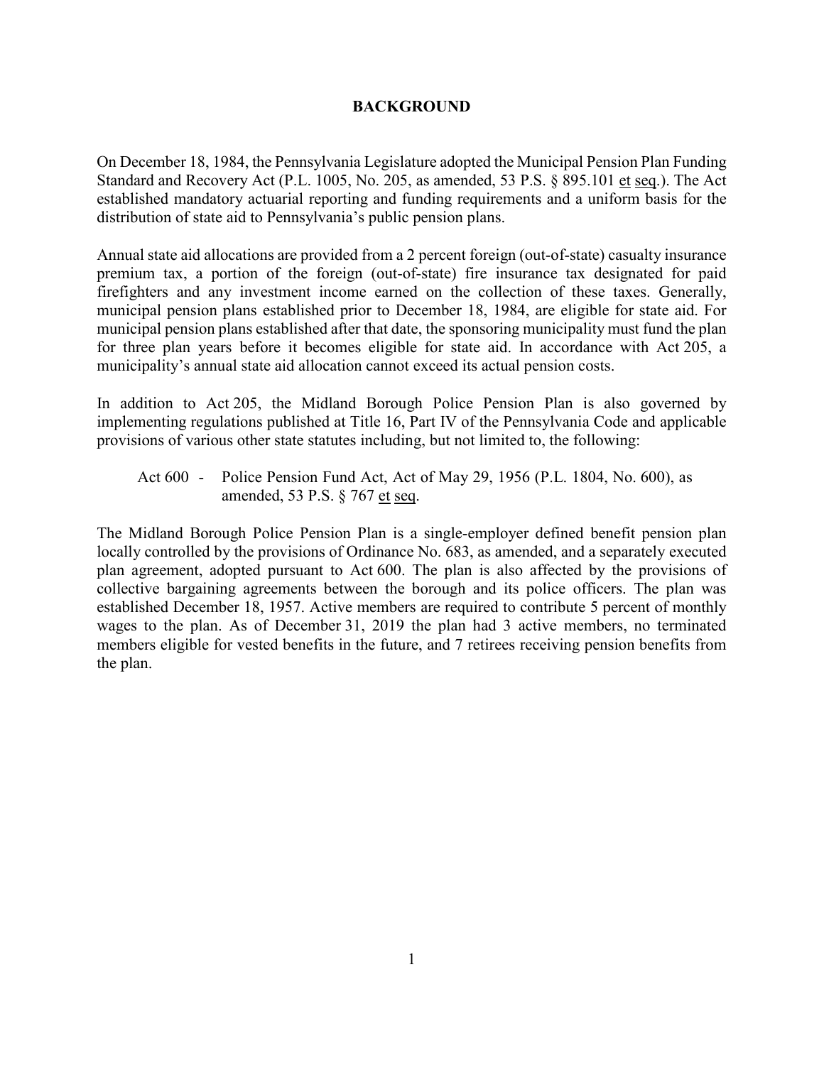# BACKGROUND

On December 18, 1984, the Pennsylvania Legislature adopted the Municipal Pension Plan Funding Standard and Recovery Act (P.L. 1005, No. 205, as amended, 53 P.S. § 895.101 et seq.). The Act established mandatory actuarial reporting and funding requirements and a uniform basis for the distribution of state aid to Pennsylvania's public pension plans.

Annual state aid allocations are provided from a 2 percent foreign (out-of-state) casualty insurance premium tax, a portion of the foreign (out-of-state) fire insurance tax designated for paid firefighters and any investment income earned on the collection of these taxes. Generally, municipal pension plans established prior to December 18, 1984, are eligible for state aid. For municipal pension plans established after that date, the sponsoring municipality must fund the plan for three plan years before it becomes eligible for state aid. In accordance with Act 205, a municipality's annual state aid allocation cannot exceed its actual pension costs.

In addition to Act 205, the Midland Borough Police Pension Plan is also governed by implementing regulations published at Title 16, Part IV of the Pennsylvania Code and applicable provisions of various other state statutes including, but not limited to, the following:

Act 600 - Police Pension Fund Act, Act of May 29, 1956 (P.L. 1804, No. 600), as amended, 53 P.S. § 767 et seq.

The Midland Borough Police Pension Plan is a single-employer defined benefit pension plan locally controlled by the provisions of Ordinance No. 683, as amended, and a separately executed plan agreement, adopted pursuant to Act 600. The plan is also affected by the provisions of collective bargaining agreements between the borough and its police officers. The plan was established December 18, 1957. Active members are required to contribute 5 percent of monthly wages to the plan. As of December 31, 2019 the plan had 3 active members, no terminated members eligible for vested benefits in the future, and 7 retirees receiving pension benefits from the plan.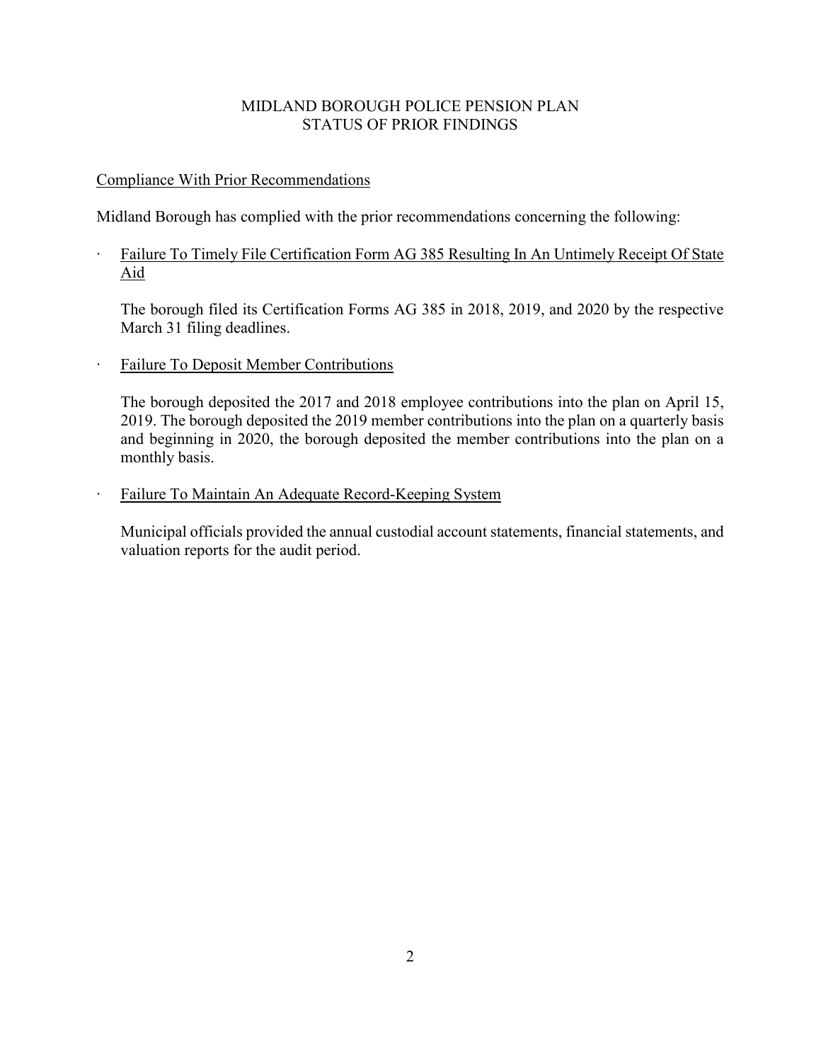# MIDLAND BOROUGH POLICE PENSION PLAN
## STATUS OF PRIOR FINDINGS

Compliance With Prior Recommendations

Midland Borough has complied with the prior recommendations concerning the following:

- Failure To Timely File Certification Form AG 385 Resulting In An Untimely Receipt Of State Aid

  The borough filed its Certification Forms AG 385 in 2018, 2019, and 2020 by the respective March 31 filing deadlines.

- Failure To Deposit Member Contributions

  The borough deposited the 2017 and 2018 employee contributions into the plan on April 15, 2019. The borough deposited the 2019 member contributions into the plan on a quarterly basis and beginning in 2020, the borough deposited the member contributions into the plan on a monthly basis.

- Failure To Maintain An Adequate Record-Keeping System

  Municipal officials provided the annual custodial account statements, financial statements, and valuation reports for the audit period.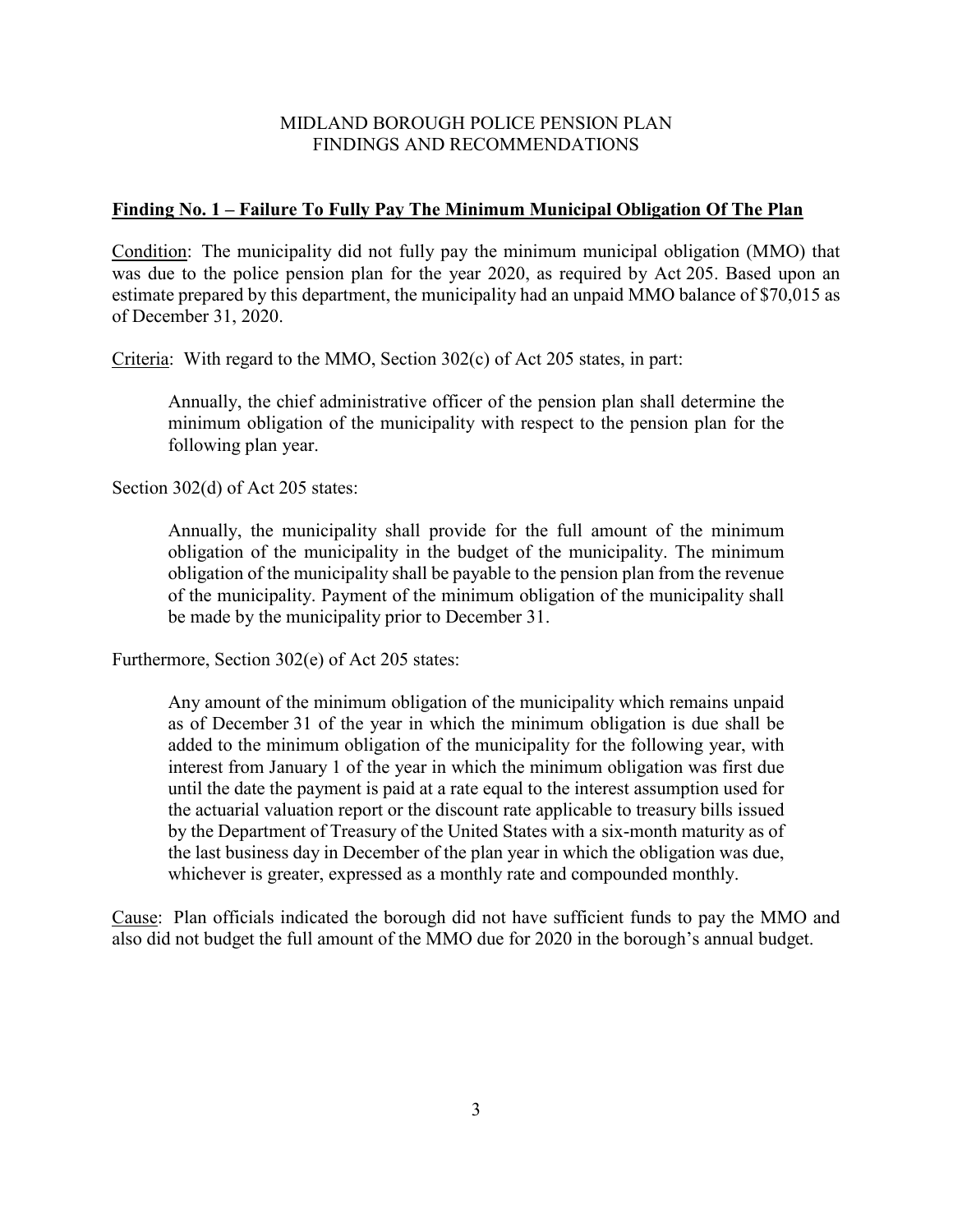MIDLAND BOROUGH POLICE PENSION PLAN
FINDINGS AND RECOMMENDATIONS

**Finding No. 1 – Failure To Fully Pay The Minimum Municipal Obligation Of The Plan**

Condition: The municipality did not fully pay the minimum municipal obligation (MMO) that was due to the police pension plan for the year 2020, as required by Act 205. Based upon an estimate prepared by this department, the municipality had an unpaid MMO balance of $70,015 as of December 31, 2020.

Criteria: With regard to the MMO, Section 302(c) of Act 205 states, in part:

> Annually, the chief administrative officer of the pension plan shall determine the minimum obligation of the municipality with respect to the pension plan for the following plan year.

Section 302(d) of Act 205 states:

> Annually, the municipality shall provide for the full amount of the minimum obligation of the municipality in the budget of the municipality. The minimum obligation of the municipality shall be payable to the pension plan from the revenue of the municipality. Payment of the minimum obligation of the municipality shall be made by the municipality prior to December 31.

Furthermore, Section 302(e) of Act 205 states:

> Any amount of the minimum obligation of the municipality which remains unpaid as of December 31 of the year in which the minimum obligation is due shall be added to the minimum obligation of the municipality for the following year, with interest from January 1 of the year in which the minimum obligation was first due until the date the payment is paid at a rate equal to the interest assumption used for the actuarial valuation report or the discount rate applicable to treasury bills issued by the Department of Treasury of the United States with a six-month maturity as of the last business day in December of the plan year in which the obligation was due, whichever is greater, expressed as a monthly rate and compounded monthly.

Cause: Plan officials indicated the borough did not have sufficient funds to pay the MMO and also did not budget the full amount of the MMO due for 2020 in the borough's annual budget.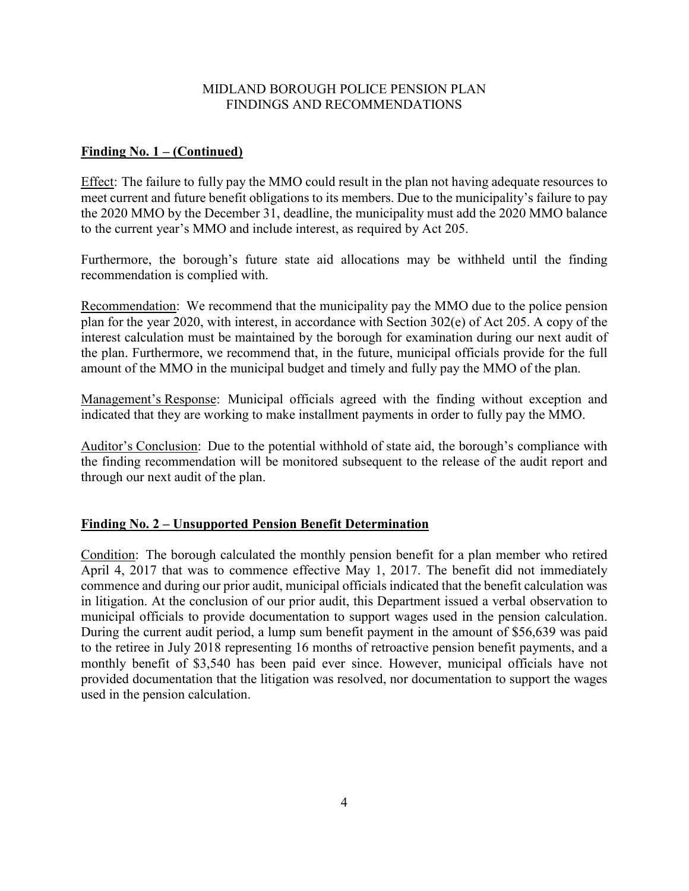## MIDLAND BOROUGH POLICE PENSION PLAN FINDINGS AND RECOMMENDATIONS

**Finding No. 1 – (Continued)**

Effect: The failure to fully pay the MMO could result in the plan not having adequate resources to meet current and future benefit obligations to its members. Due to the municipality's failure to pay the 2020 MMO by the December 31, deadline, the municipality must add the 2020 MMO balance to the current year's MMO and include interest, as required by Act 205.

Furthermore, the borough's future state aid allocations may be withheld until the finding recommendation is complied with.

Recommendation: We recommend that the municipality pay the MMO due to the police pension plan for the year 2020, with interest, in accordance with Section 302(e) of Act 205. A copy of the interest calculation must be maintained by the borough for examination during our next audit of the plan. Furthermore, we recommend that, in the future, municipal officials provide for the full amount of the MMO in the municipal budget and timely and fully pay the MMO of the plan.

Management's Response: Municipal officials agreed with the finding without exception and indicated that they are working to make installment payments in order to fully pay the MMO.

Auditor's Conclusion: Due to the potential withhold of state aid, the borough's compliance with the finding recommendation will be monitored subsequent to the release of the audit report and through our next audit of the plan.

**Finding No. 2 – Unsupported Pension Benefit Determination**

Condition: The borough calculated the monthly pension benefit for a plan member who retired April 4, 2017 that was to commence effective May 1, 2017. The benefit did not immediately commence and during our prior audit, municipal officials indicated that the benefit calculation was in litigation. At the conclusion of our prior audit, this Department issued a verbal observation to municipal officials to provide documentation to support wages used in the pension calculation. During the current audit period, a lump sum benefit payment in the amount of $56,639 was paid to the retiree in July 2018 representing 16 months of retroactive pension benefit payments, and a monthly benefit of $3,540 has been paid ever since. However, municipal officials have not provided documentation that the litigation was resolved, nor documentation to support the wages used in the pension calculation.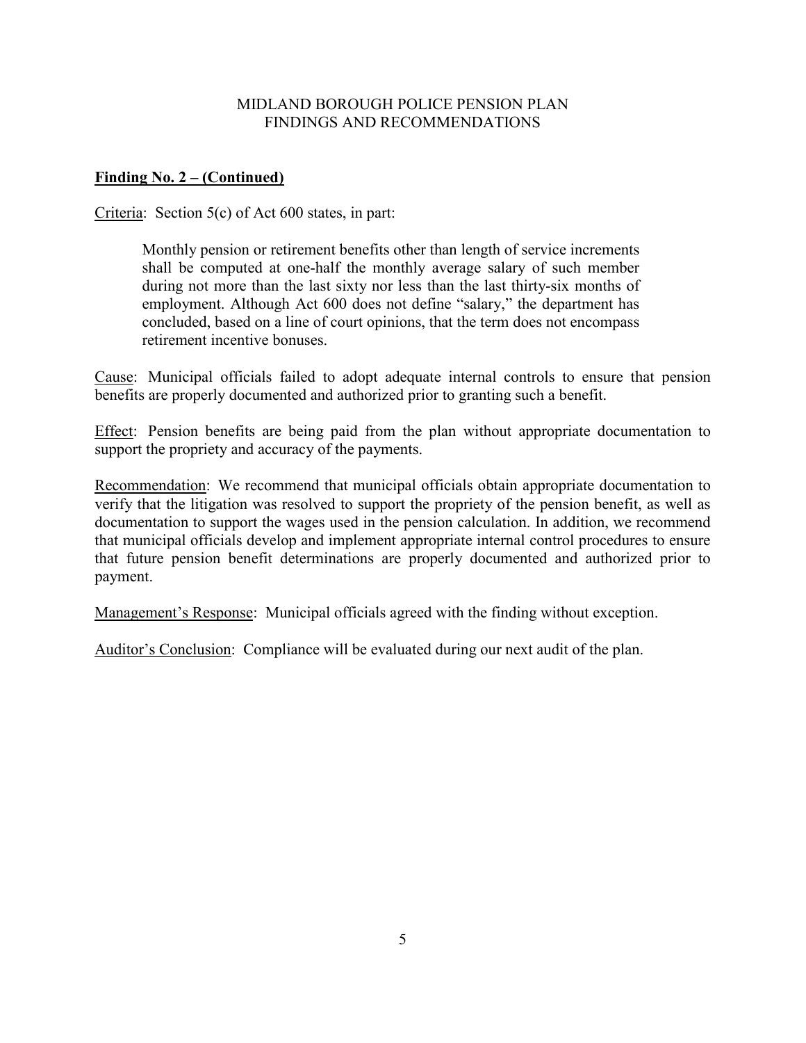MIDLAND BOROUGH POLICE PENSION PLAN
FINDINGS AND RECOMMENDATIONS

**Finding No. 2 – (Continued)**

Criteria: Section 5(c) of Act 600 states, in part:

> Monthly pension or retirement benefits other than length of service increments shall be computed at one-half the monthly average salary of such member during not more than the last sixty nor less than the last thirty-six months of employment. Although Act 600 does not define "salary," the department has concluded, based on a line of court opinions, that the term does not encompass retirement incentive bonuses.

Cause: Municipal officials failed to adopt adequate internal controls to ensure that pension benefits are properly documented and authorized prior to granting such a benefit.

Effect: Pension benefits are being paid from the plan without appropriate documentation to support the propriety and accuracy of the payments.

Recommendation: We recommend that municipal officials obtain appropriate documentation to verify that the litigation was resolved to support the propriety of the pension benefit, as well as documentation to support the wages used in the pension calculation. In addition, we recommend that municipal officials develop and implement appropriate internal control procedures to ensure that future pension benefit determinations are properly documented and authorized prior to payment.

Management's Response: Municipal officials agreed with the finding without exception.

Auditor's Conclusion: Compliance will be evaluated during our next audit of the plan.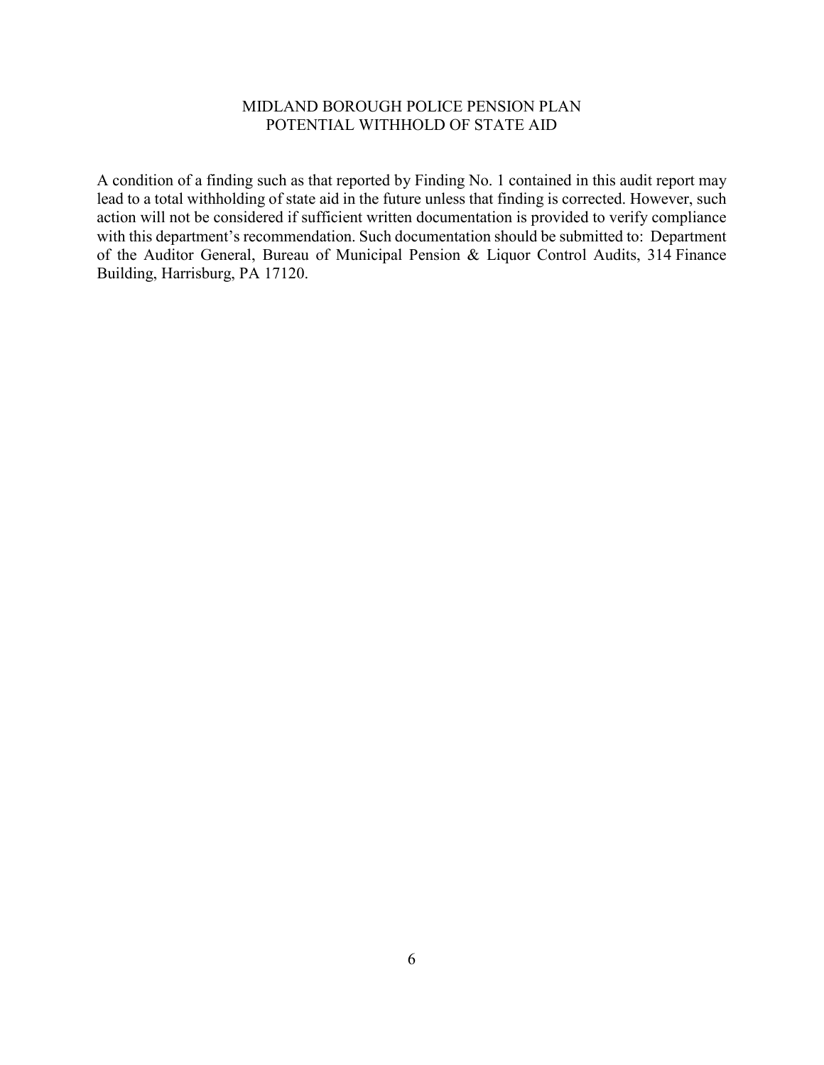# MIDLAND BOROUGH POLICE PENSION PLAN
## POTENTIAL WITHHOLD OF STATE AID

A condition of a finding such as that reported by Finding No. 1 contained in this audit report may lead to a total withholding of state aid in the future unless that finding is corrected. However, such action will not be considered if sufficient written documentation is provided to verify compliance with this department's recommendation. Such documentation should be submitted to: Department of the Auditor General, Bureau of Municipal Pension & Liquor Control Audits, 314 Finance Building, Harrisburg, PA 17120.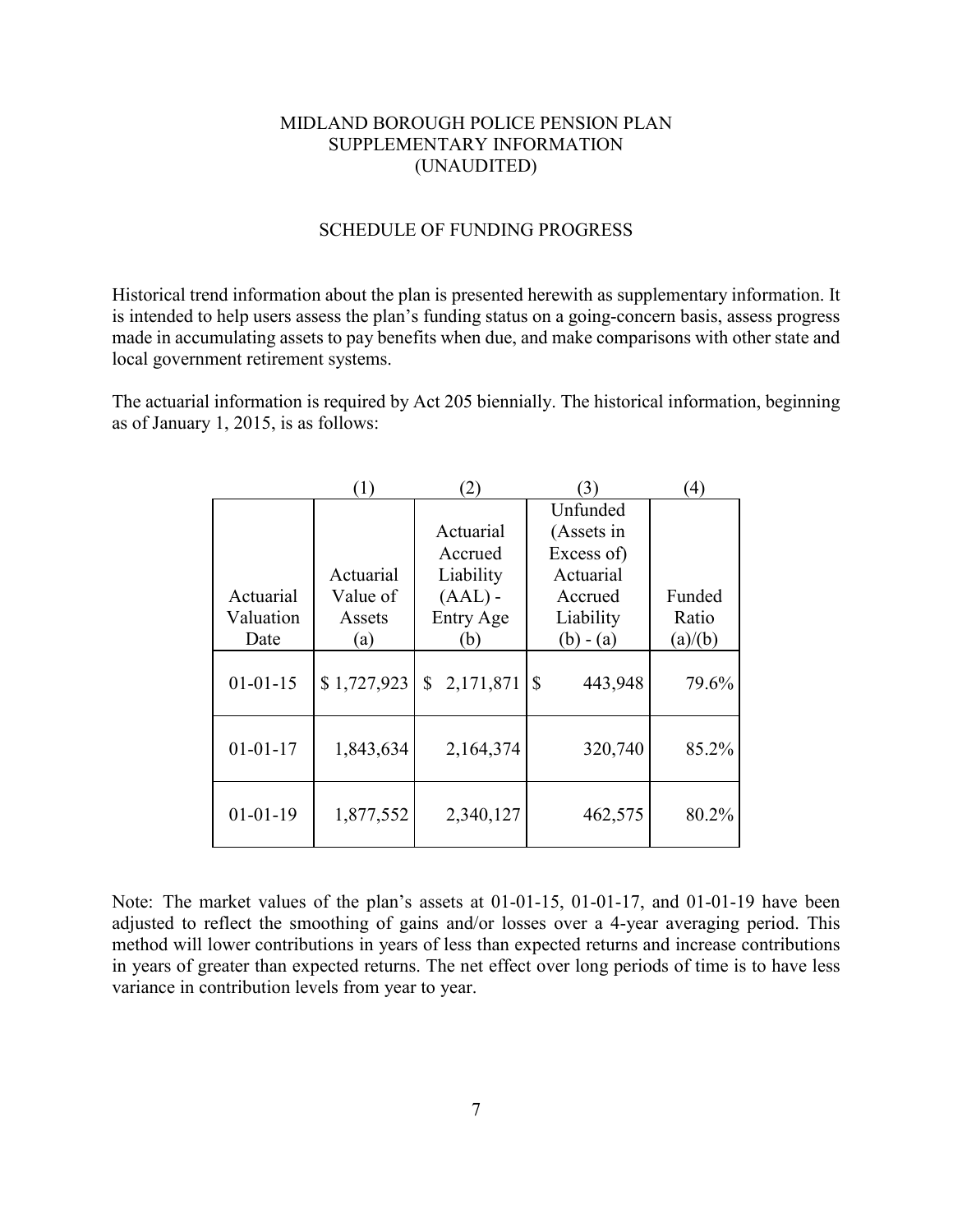MIDLAND BOROUGH POLICE PENSION PLAN
SUPPLEMENTARY INFORMATION
(UNAUDITED)

## SCHEDULE OF FUNDING PROGRESS

Historical trend information about the plan is presented herewith as supplementary information. It is intended to help users assess the plan's funding status on a going-concern basis, assess progress made in accumulating assets to pay benefits when due, and make comparisons with other state and local government retirement systems.

The actuarial information is required by Act 205 biennially. The historical information, beginning as of January 1, 2015, is as follows:

| | (1) | (2) | (3) | (4) |
|---|---|---|---|---|
| Actuarial Valuation Date | Actuarial Value of Assets (a) | Actuarial Accrued Liability (AAL) - Entry Age (b) | Unfunded (Assets in Excess of) Actuarial Accrued Liability (b) - (a) | Funded Ratio (a)/(b) |
| 01-01-15 | $ 1,727,923 | $ 2,171,871 | $ 443,948 | 79.6% |
| 01-01-17 | 1,843,634 | 2,164,374 | 320,740 | 85.2% |
| 01-01-19 | 1,877,552 | 2,340,127 | 462,575 | 80.2% |

Note: The market values of the plan's assets at 01-01-15, 01-01-17, and 01-01-19 have been adjusted to reflect the smoothing of gains and/or losses over a 4-year averaging period. This method will lower contributions in years of less than expected returns and increase contributions in years of greater than expected returns. The net effect over long periods of time is to have less variance in contribution levels from year to year.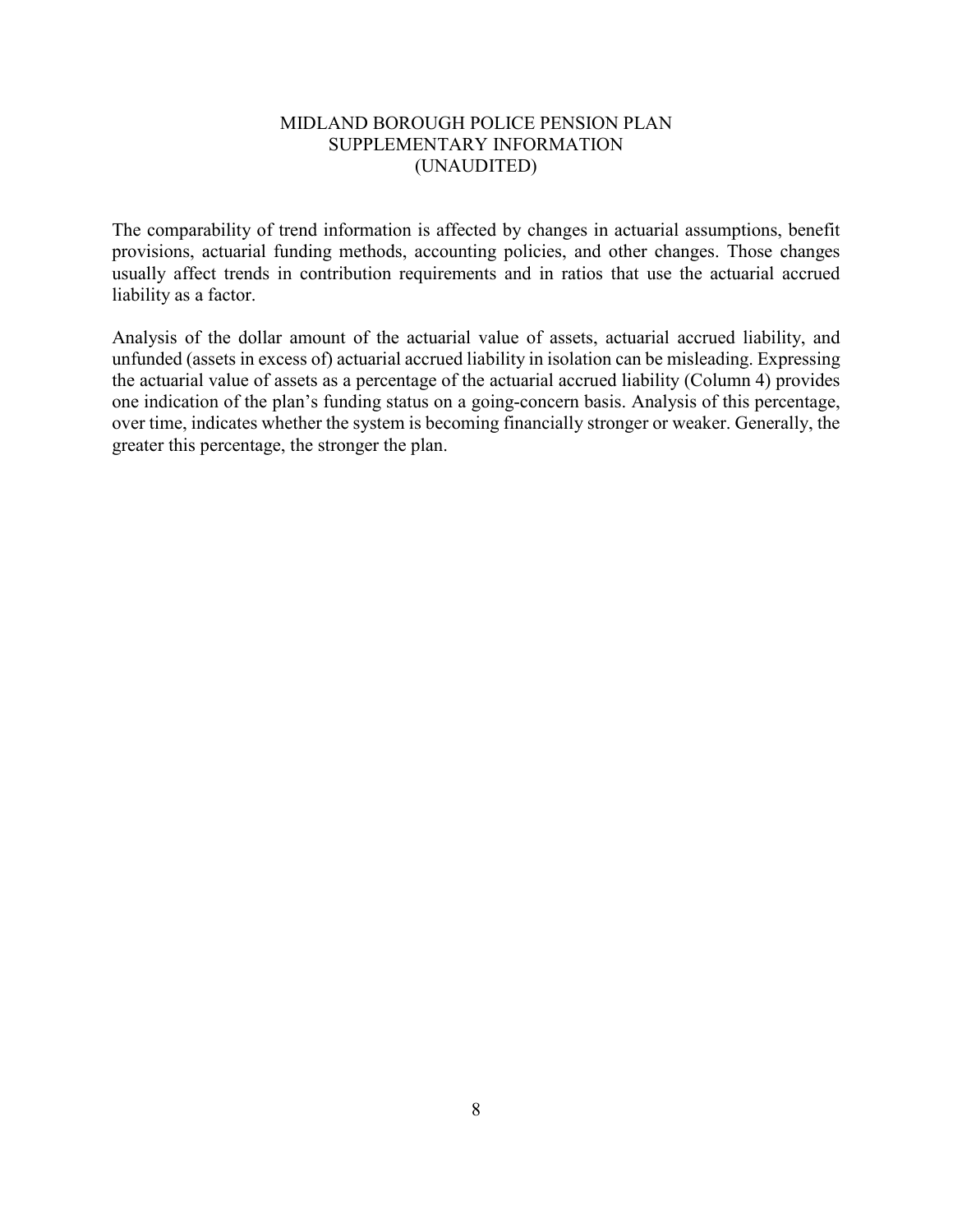# MIDLAND BOROUGH POLICE PENSION PLAN
## SUPPLEMENTARY INFORMATION
## (UNAUDITED)

The comparability of trend information is affected by changes in actuarial assumptions, benefit provisions, actuarial funding methods, accounting policies, and other changes. Those changes usually affect trends in contribution requirements and in ratios that use the actuarial accrued liability as a factor.

Analysis of the dollar amount of the actuarial value of assets, actuarial accrued liability, and unfunded (assets in excess of) actuarial accrued liability in isolation can be misleading. Expressing the actuarial value of assets as a percentage of the actuarial accrued liability (Column 4) provides one indication of the plan's funding status on a going-concern basis. Analysis of this percentage, over time, indicates whether the system is becoming financially stronger or weaker. Generally, the greater this percentage, the stronger the plan.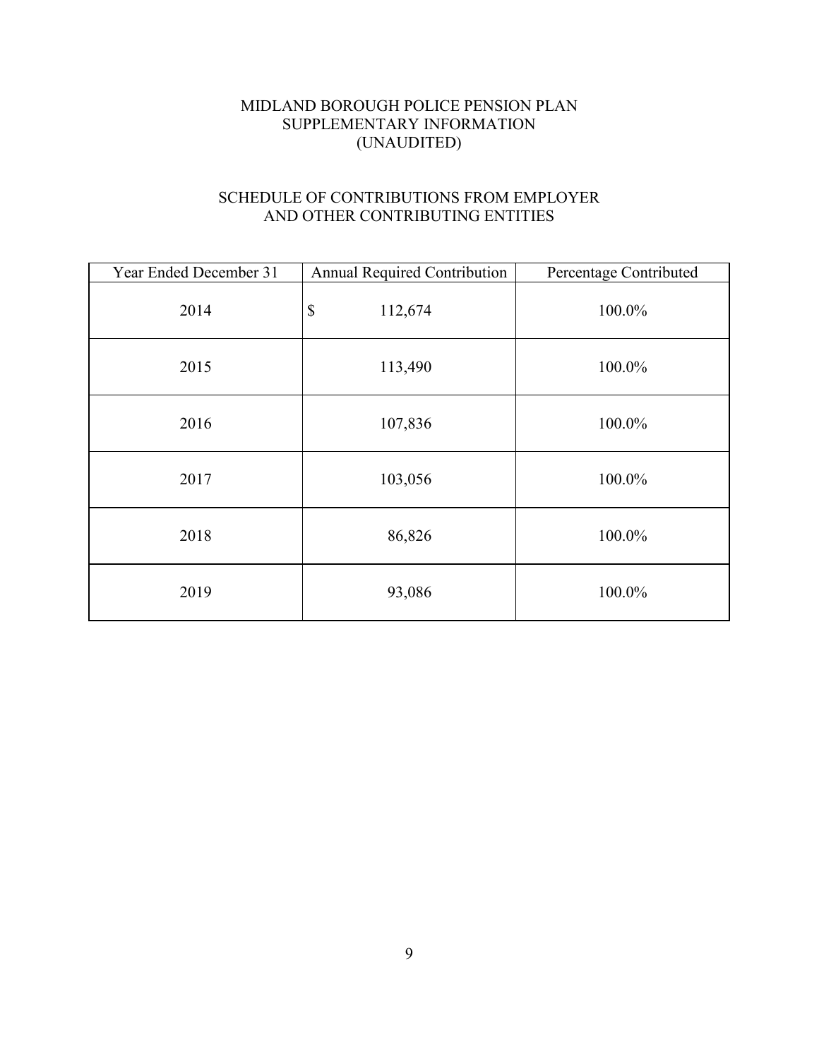# MIDLAND BOROUGH POLICE PENSION PLAN
## SUPPLEMENTARY INFORMATION
## (UNAUDITED)

### SCHEDULE OF CONTRIBUTIONS FROM EMPLOYER AND OTHER CONTRIBUTING ENTITIES

| Year Ended December 31 | Annual Required Contribution | Percentage Contributed |
|---|---|---|
| 2014 | $ 112,674 | 100.0% |
| 2015 | 113,490 | 100.0% |
| 2016 | 107,836 | 100.0% |
| 2017 | 103,056 | 100.0% |
| 2018 | 86,826 | 100.0% |
| 2019 | 93,086 | 100.0% |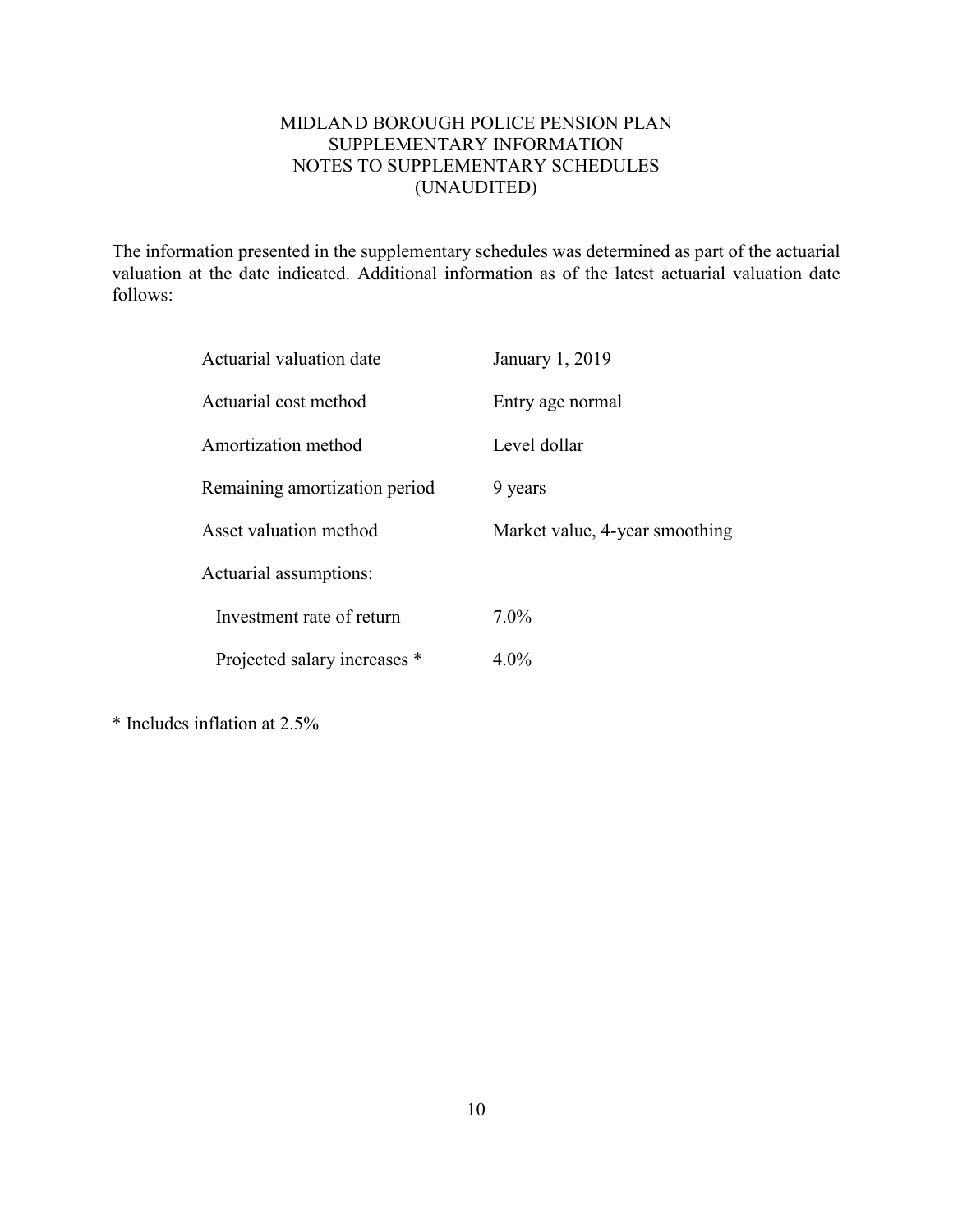# MIDLAND BOROUGH POLICE PENSION PLAN
## SUPPLEMENTARY INFORMATION
## NOTES TO SUPPLEMENTARY SCHEDULES
## (UNAUDITED)

The information presented in the supplementary schedules was determined as part of the actuarial valuation at the date indicated. Additional information as of the latest actuarial valuation date follows:

| | |
|---|---|
| Actuarial valuation date | January 1, 2019 |
| Actuarial cost method | Entry age normal |
| Amortization method | Level dollar |
| Remaining amortization period | 9 years |
| Asset valuation method | Market value, 4-year smoothing |
| Actuarial assumptions: | |
| Investment rate of return | 7.0% |
| Projected salary increases * | 4.0% |

* Includes inflation at 2.5%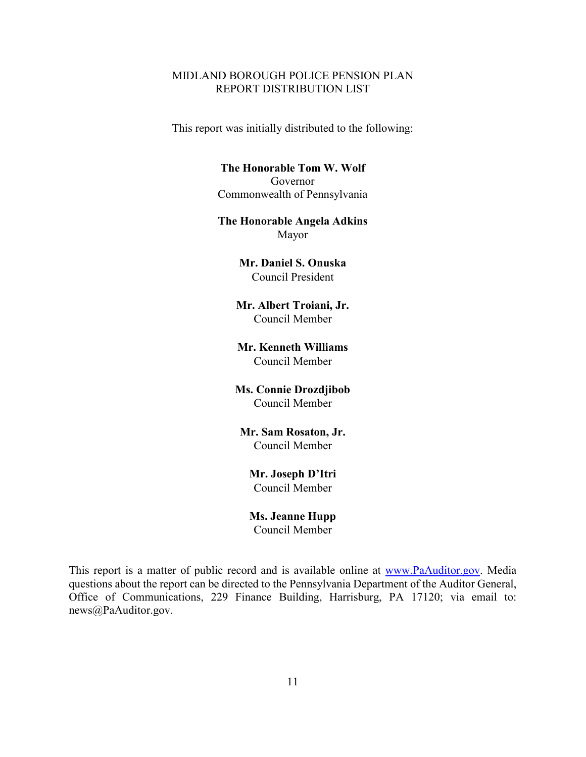MIDLAND BOROUGH POLICE PENSION PLAN
REPORT DISTRIBUTION LIST

This report was initially distributed to the following:

**The Honorable Tom W. Wolf**
Governor
Commonwealth of Pennsylvania

**The Honorable Angela Adkins**
Mayor

**Mr. Daniel S. Onuska**
Council President

**Mr. Albert Troiani, Jr.**
Council Member

**Mr. Kenneth Williams**
Council Member

**Ms. Connie Drozdjibob**
Council Member

**Mr. Sam Rosaton, Jr.**
Council Member

**Mr. Joseph D'Itri**
Council Member

**Ms. Jeanne Hupp**
Council Member

This report is a matter of public record and is available online at [www.PaAuditor.gov](http://www.PaAuditor.gov). Media questions about the report can be directed to the Pennsylvania Department of the Auditor General, Office of Communications, 229 Finance Building, Harrisburg, PA 17120; via email to: news@PaAuditor.gov.